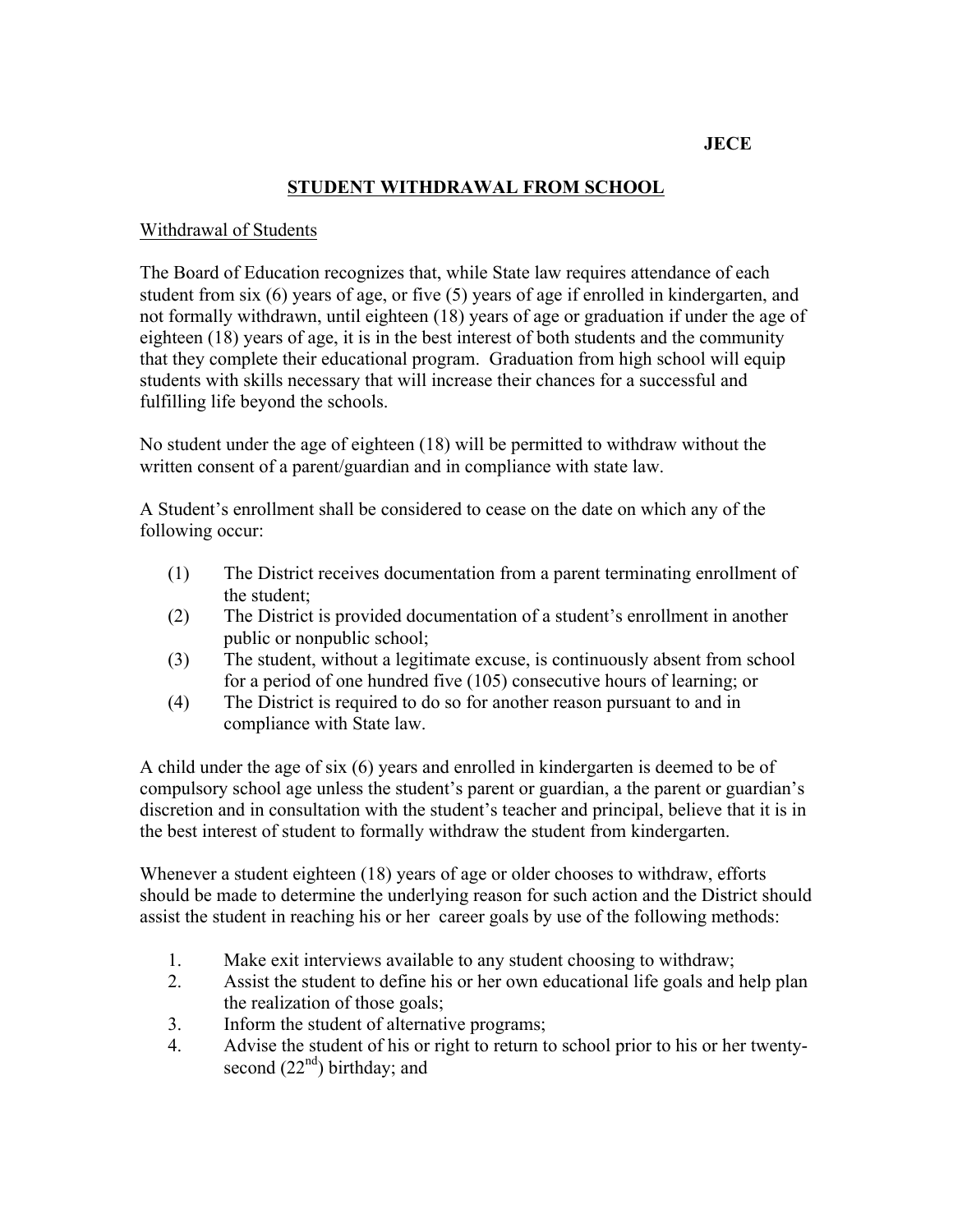**JECE**

# STUDENT WITHDRAWAL FROM SCHOOL

## Withdrawal of Students

The Board of Education recognizes that, while State law requires attendance of each student from six (6) years of age, or five (5) years of age if enrolled in kindergarten, and not formally withdrawn, until eighteen (18) years of age or graduation if under the age of eighteen (18) years of age, it is in the best interest of both students and the community that they complete their educational program. Graduation from high school will equip students with skills necessary that will increase their chances for a successful and fulfilling life beyond the schools.

No student under the age of eighteen (18) will be permitted to withdraw without the written consent of a parent/guardian and in compliance with state law.

A Student's enrollment shall be considered to cease on the date on which any of the following occur:

(1) The District receives documentation from a parent terminating enrollment of the student;
(2) The District is provided documentation of a student's enrollment in another public or nonpublic school;
(3) The student, without a legitimate excuse, is continuously absent from school for a period of one hundred five (105) consecutive hours of learning; or
(4) The District is required to do so for another reason pursuant to and in compliance with State law.

A child under the age of six (6) years and enrolled in kindergarten is deemed to be of compulsory school age unless the student's parent or guardian, a the parent or guardian's discretion and in consultation with the student's teacher and principal, believe that it is in the best interest of student to formally withdraw the student from kindergarten.

Whenever a student eighteen (18) years of age or older chooses to withdraw, efforts should be made to determine the underlying reason for such action and the District should assist the student in reaching his or her career goals by use of the following methods:

1. Make exit interviews available to any student choosing to withdraw;
2. Assist the student to define his or her own educational life goals and help plan the realization of those goals;
3. Inform the student of alternative programs;
4. Advise the student of his or right to return to school prior to his or her twenty-second (22nd) birthday; and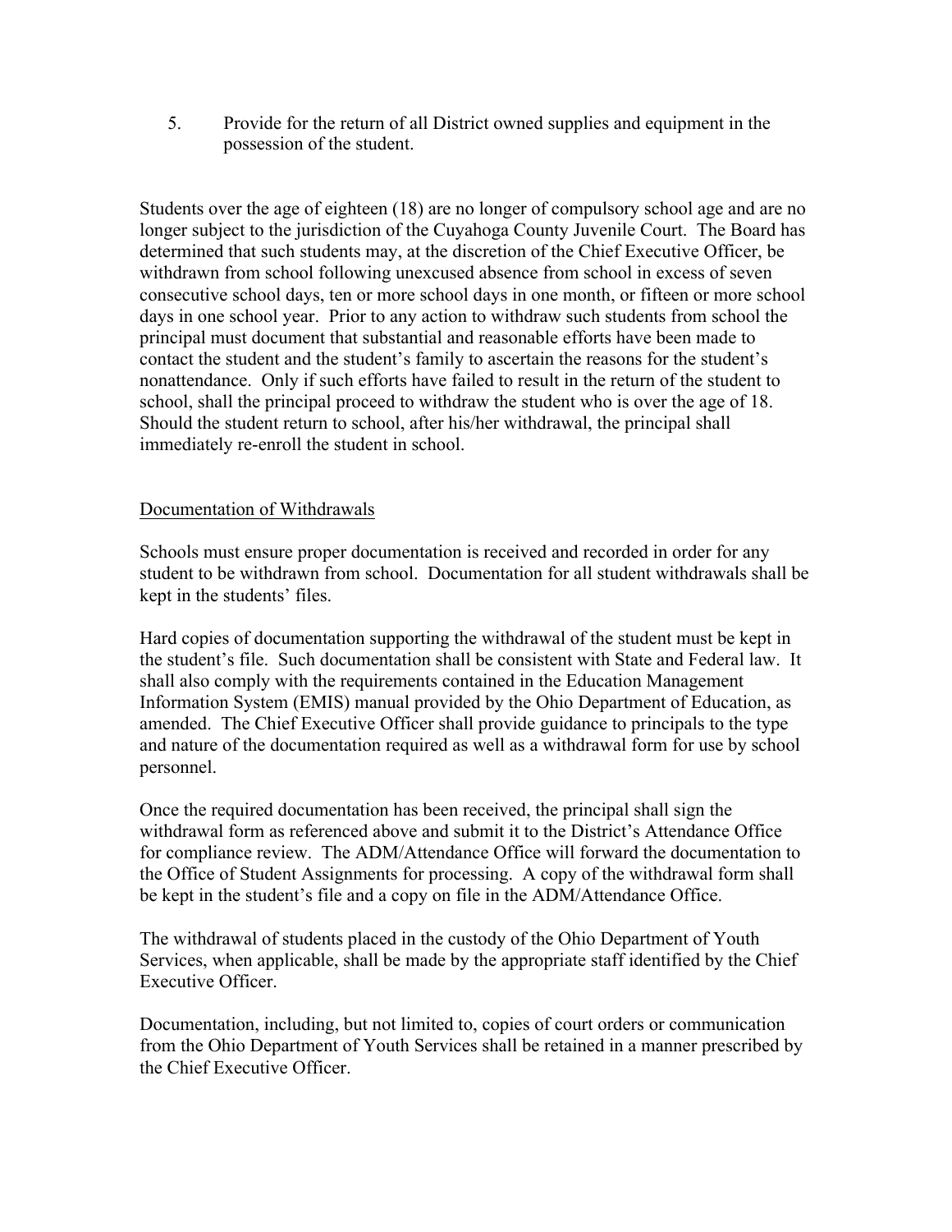5. Provide for the return of all District owned supplies and equipment in the possession of the student.

Students over the age of eighteen (18) are no longer of compulsory school age and are no longer subject to the jurisdiction of the Cuyahoga County Juvenile Court. The Board has determined that such students may, at the discretion of the Chief Executive Officer, be withdrawn from school following unexcused absence from school in excess of seven consecutive school days, ten or more school days in one month, or fifteen or more school days in one school year. Prior to any action to withdraw such students from school the principal must document that substantial and reasonable efforts have been made to contact the student and the student's family to ascertain the reasons for the student's nonattendance. Only if such efforts have failed to result in the return of the student to school, shall the principal proceed to withdraw the student who is over the age of 18. Should the student return to school, after his/her withdrawal, the principal shall immediately re-enroll the student in school.

## Documentation of Withdrawals

Schools must ensure proper documentation is received and recorded in order for any student to be withdrawn from school. Documentation for all student withdrawals shall be kept in the students' files.

Hard copies of documentation supporting the withdrawal of the student must be kept in the student's file. Such documentation shall be consistent with State and Federal law. It shall also comply with the requirements contained in the Education Management Information System (EMIS) manual provided by the Ohio Department of Education, as amended. The Chief Executive Officer shall provide guidance to principals to the type and nature of the documentation required as well as a withdrawal form for use by school personnel.

Once the required documentation has been received, the principal shall sign the withdrawal form as referenced above and submit it to the District's Attendance Office for compliance review. The ADM/Attendance Office will forward the documentation to the Office of Student Assignments for processing. A copy of the withdrawal form shall be kept in the student's file and a copy on file in the ADM/Attendance Office.

The withdrawal of students placed in the custody of the Ohio Department of Youth Services, when applicable, shall be made by the appropriate staff identified by the Chief Executive Officer.

Documentation, including, but not limited to, copies of court orders or communication from the Ohio Department of Youth Services shall be retained in a manner prescribed by the Chief Executive Officer.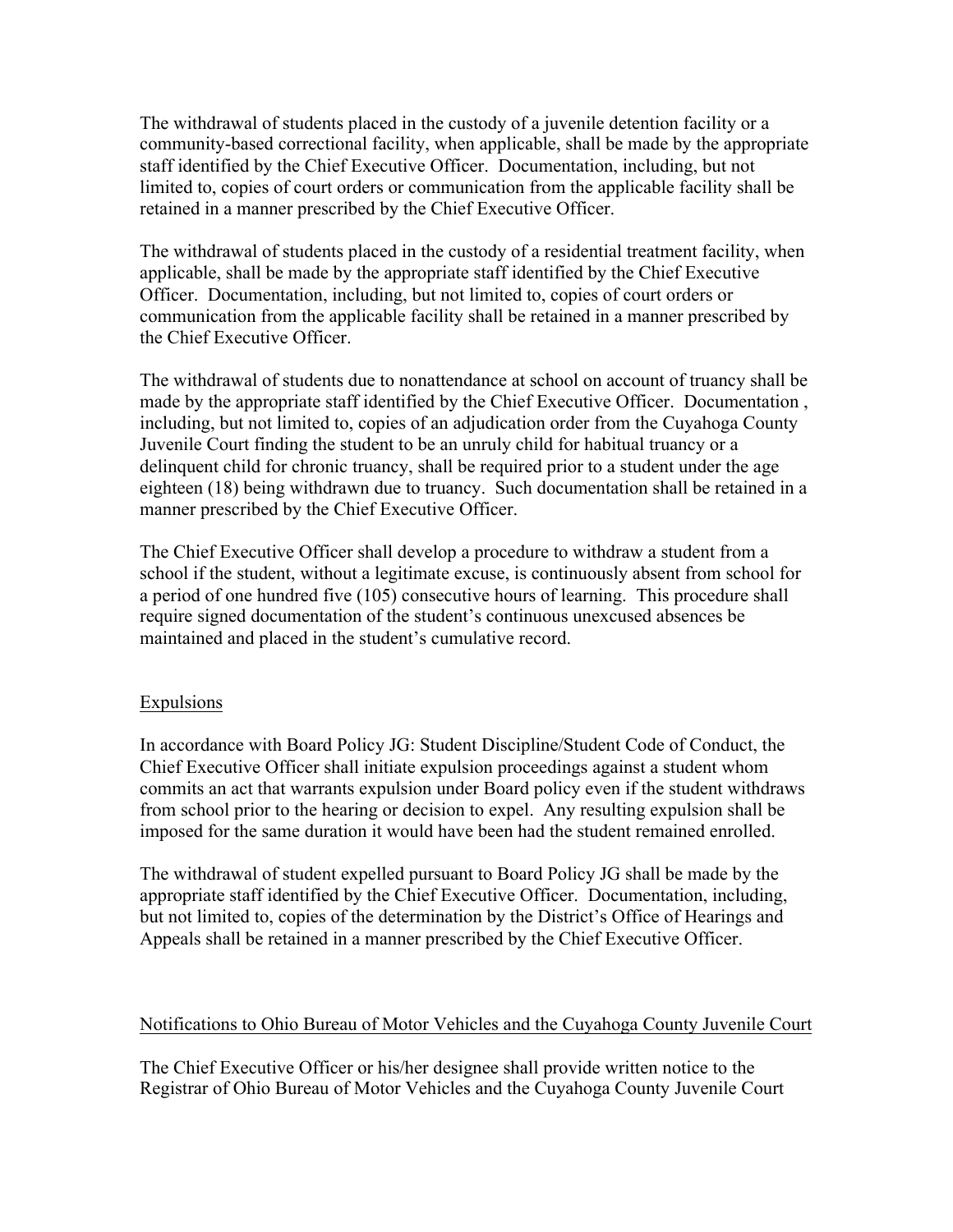The withdrawal of students placed in the custody of a juvenile detention facility or a community-based correctional facility, when applicable, shall be made by the appropriate staff identified by the Chief Executive Officer. Documentation, including, but not limited to, copies of court orders or communication from the applicable facility shall be retained in a manner prescribed by the Chief Executive Officer.

The withdrawal of students placed in the custody of a residential treatment facility, when applicable, shall be made by the appropriate staff identified by the Chief Executive Officer. Documentation, including, but not limited to, copies of court orders or communication from the applicable facility shall be retained in a manner prescribed by the Chief Executive Officer.

The withdrawal of students due to nonattendance at school on account of truancy shall be made by the appropriate staff identified by the Chief Executive Officer. Documentation , including, but not limited to, copies of an adjudication order from the Cuyahoga County Juvenile Court finding the student to be an unruly child for habitual truancy or a delinquent child for chronic truancy, shall be required prior to a student under the age eighteen (18) being withdrawn due to truancy. Such documentation shall be retained in a manner prescribed by the Chief Executive Officer.

The Chief Executive Officer shall develop a procedure to withdraw a student from a school if the student, without a legitimate excuse, is continuously absent from school for a period of one hundred five (105) consecutive hours of learning. This procedure shall require signed documentation of the student's continuous unexcused absences be maintained and placed in the student's cumulative record.

## Expulsions

In accordance with Board Policy JG: Student Discipline/Student Code of Conduct, the Chief Executive Officer shall initiate expulsion proceedings against a student whom commits an act that warrants expulsion under Board policy even if the student withdraws from school prior to the hearing or decision to expel. Any resulting expulsion shall be imposed for the same duration it would have been had the student remained enrolled.

The withdrawal of student expelled pursuant to Board Policy JG shall be made by the appropriate staff identified by the Chief Executive Officer. Documentation, including, but not limited to, copies of the determination by the District's Office of Hearings and Appeals shall be retained in a manner prescribed by the Chief Executive Officer.

## Notifications to Ohio Bureau of Motor Vehicles and the Cuyahoga County Juvenile Court

The Chief Executive Officer or his/her designee shall provide written notice to the Registrar of Ohio Bureau of Motor Vehicles and the Cuyahoga County Juvenile Court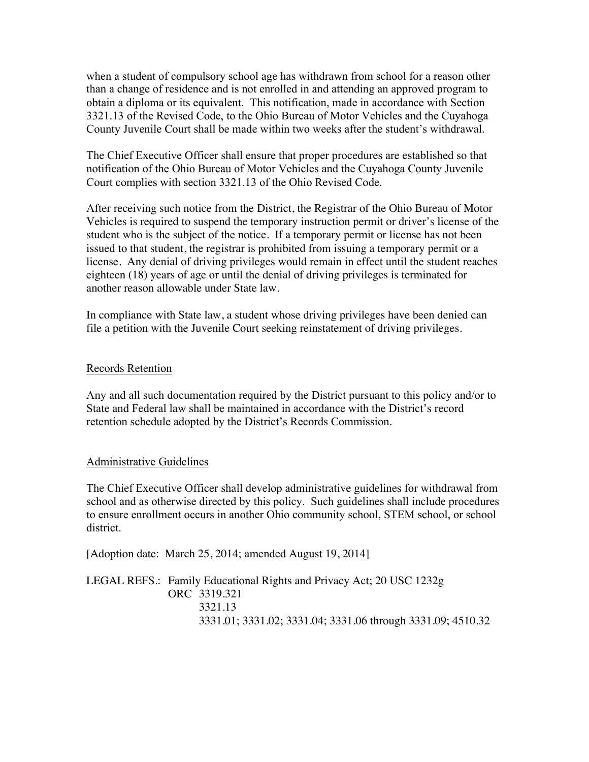when a student of compulsory school age has withdrawn from school for a reason other than a change of residence and is not enrolled in and attending an approved program to obtain a diploma or its equivalent. This notification, made in accordance with Section 3321.13 of the Revised Code, to the Ohio Bureau of Motor Vehicles and the Cuyahoga County Juvenile Court shall be made within two weeks after the student's withdrawal.

The Chief Executive Officer shall ensure that proper procedures are established so that notification of the Ohio Bureau of Motor Vehicles and the Cuyahoga County Juvenile Court complies with section 3321.13 of the Ohio Revised Code.

After receiving such notice from the District, the Registrar of the Ohio Bureau of Motor Vehicles is required to suspend the temporary instruction permit or driver's license of the student who is the subject of the notice. If a temporary permit or license has not been issued to that student, the registrar is prohibited from issuing a temporary permit or a license. Any denial of driving privileges would remain in effect until the student reaches eighteen (18) years of age or until the denial of driving privileges is terminated for another reason allowable under State law.

In compliance with State law, a student whose driving privileges have been denied can file a petition with the Juvenile Court seeking reinstatement of driving privileges.

## Records Retention

Any and all such documentation required by the District pursuant to this policy and/or to State and Federal law shall be maintained in accordance with the District's record retention schedule adopted by the District's Records Commission.

## Administrative Guidelines

The Chief Executive Officer shall develop administrative guidelines for withdrawal from school and as otherwise directed by this policy. Such guidelines shall include procedures to ensure enrollment occurs in another Ohio community school, STEM school, or school district.

[Adoption date: March 25, 2014; amended August 19, 2014]

LEGAL REFS.: Family Educational Rights and Privacy Act; 20 USC 1232g
ORC 3319.321
3321.13
3331.01; 3331.02; 3331.04; 3331.06 through 3331.09; 4510.32